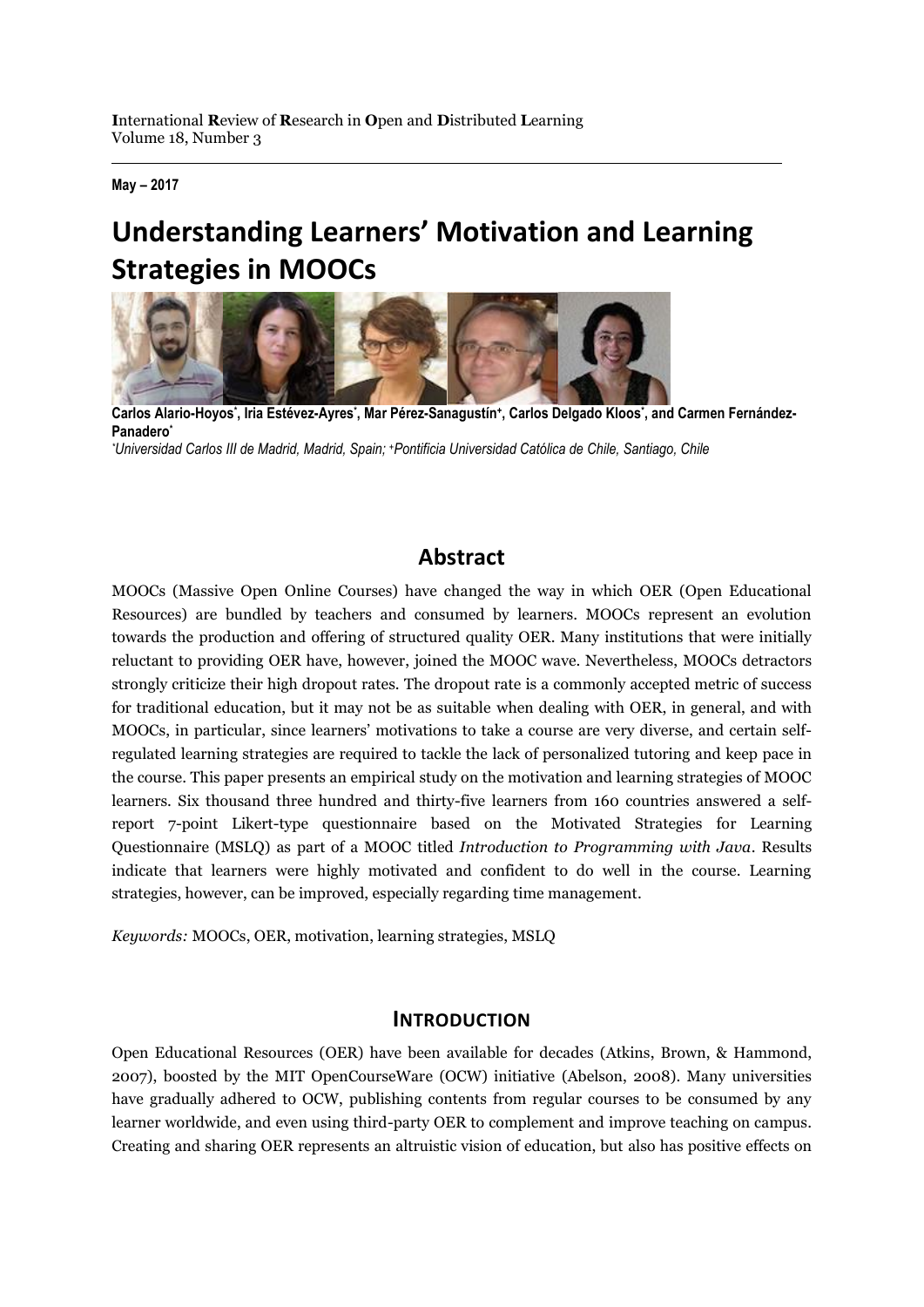**I**nternational **R**eview of **R**esearch in **O**pen and **D**istributed **L**earning
Volume 18, Number 3

**May – 2017**

# Understanding Learners' Motivation and Learning Strategies in MOOCs

**Carlos Alario-Hoyos[*], Iria Estévez-Ayres[*], Mar Pérez-Sanagustín[+], Carlos Delgado Kloos[*], and Carmen Fernández-Panadero[*]**

*[*]Universidad Carlos III de Madrid, Madrid, Spain; [+]Pontificia Universidad Católica de Chile, Santiago, Chile*

## Abstract

MOOCs (Massive Open Online Courses) have changed the way in which OER (Open Educational Resources) are bundled by teachers and consumed by learners. MOOCs represent an evolution towards the production and offering of structured quality OER. Many institutions that were initially reluctant to providing OER have, however, joined the MOOC wave. Nevertheless, MOOCs detractors strongly criticize their high dropout rates. The dropout rate is a commonly accepted metric of success for traditional education, but it may not be as suitable when dealing with OER, in general, and with MOOCs, in particular, since learners' motivations to take a course are very diverse, and certain self-regulated learning strategies are required to tackle the lack of personalized tutoring and keep pace in the course. This paper presents an empirical study on the motivation and learning strategies of MOOC learners. Six thousand three hundred and thirty-five learners from 160 countries answered a self-report 7-point Likert-type questionnaire based on the Motivated Strategies for Learning Questionnaire (MSLQ) as part of a MOOC titled *Introduction to Programming with Java*. Results indicate that learners were highly motivated and confident to do well in the course. Learning strategies, however, can be improved, especially regarding time management.

*Keywords:* MOOCs, OER, motivation, learning strategies, MSLQ

## Introduction

Open Educational Resources (OER) have been available for decades (Atkins, Brown, & Hammond, 2007), boosted by the MIT OpenCourseWare (OCW) initiative (Abelson, 2008). Many universities have gradually adhered to OCW, publishing contents from regular courses to be consumed by any learner worldwide, and even using third-party OER to complement and improve teaching on campus. Creating and sharing OER represents an altruistic vision of education, but also has positive effects on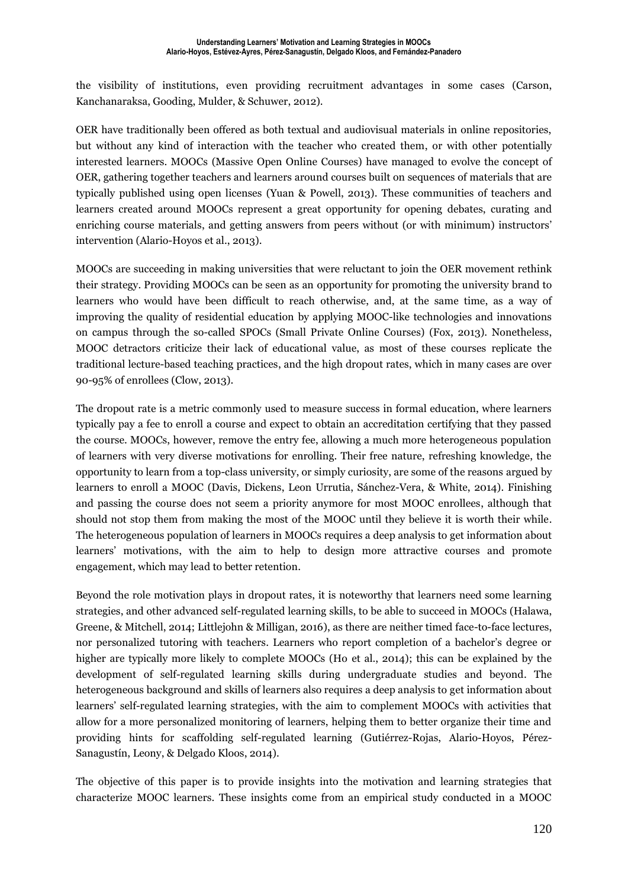the visibility of institutions, even providing recruitment advantages in some cases (Carson, Kanchanaraksa, Gooding, Mulder, & Schuwer, 2012).

OER have traditionally been offered as both textual and audiovisual materials in online repositories, but without any kind of interaction with the teacher who created them, or with other potentially interested learners. MOOCs (Massive Open Online Courses) have managed to evolve the concept of OER, gathering together teachers and learners around courses built on sequences of materials that are typically published using open licenses (Yuan & Powell, 2013). These communities of teachers and learners created around MOOCs represent a great opportunity for opening debates, curating and enriching course materials, and getting answers from peers without (or with minimum) instructors' intervention (Alario-Hoyos et al., 2013).

MOOCs are succeeding in making universities that were reluctant to join the OER movement rethink their strategy. Providing MOOCs can be seen as an opportunity for promoting the university brand to learners who would have been difficult to reach otherwise, and, at the same time, as a way of improving the quality of residential education by applying MOOC-like technologies and innovations on campus through the so-called SPOCs (Small Private Online Courses) (Fox, 2013). Nonetheless, MOOC detractors criticize their lack of educational value, as most of these courses replicate the traditional lecture-based teaching practices, and the high dropout rates, which in many cases are over 90-95% of enrollees (Clow, 2013).

The dropout rate is a metric commonly used to measure success in formal education, where learners typically pay a fee to enroll a course and expect to obtain an accreditation certifying that they passed the course. MOOCs, however, remove the entry fee, allowing a much more heterogeneous population of learners with very diverse motivations for enrolling. Their free nature, refreshing knowledge, the opportunity to learn from a top-class university, or simply curiosity, are some of the reasons argued by learners to enroll a MOOC (Davis, Dickens, Leon Urrutia, Sánchez-Vera, & White, 2014). Finishing and passing the course does not seem a priority anymore for most MOOC enrollees, although that should not stop them from making the most of the MOOC until they believe it is worth their while. The heterogeneous population of learners in MOOCs requires a deep analysis to get information about learners' motivations, with the aim to help to design more attractive courses and promote engagement, which may lead to better retention.

Beyond the role motivation plays in dropout rates, it is noteworthy that learners need some learning strategies, and other advanced self-regulated learning skills, to be able to succeed in MOOCs (Halawa, Greene, & Mitchell, 2014; Littlejohn & Milligan, 2016), as there are neither timed face-to-face lectures, nor personalized tutoring with teachers. Learners who report completion of a bachelor's degree or higher are typically more likely to complete MOOCs (Ho et al., 2014); this can be explained by the development of self-regulated learning skills during undergraduate studies and beyond. The heterogeneous background and skills of learners also requires a deep analysis to get information about learners' self-regulated learning strategies, with the aim to complement MOOCs with activities that allow for a more personalized monitoring of learners, helping them to better organize their time and providing hints for scaffolding self-regulated learning (Gutiérrez-Rojas, Alario-Hoyos, Pérez-Sanagustín, Leony, & Delgado Kloos, 2014).

The objective of this paper is to provide insights into the motivation and learning strategies that characterize MOOC learners. These insights come from an empirical study conducted in a MOOC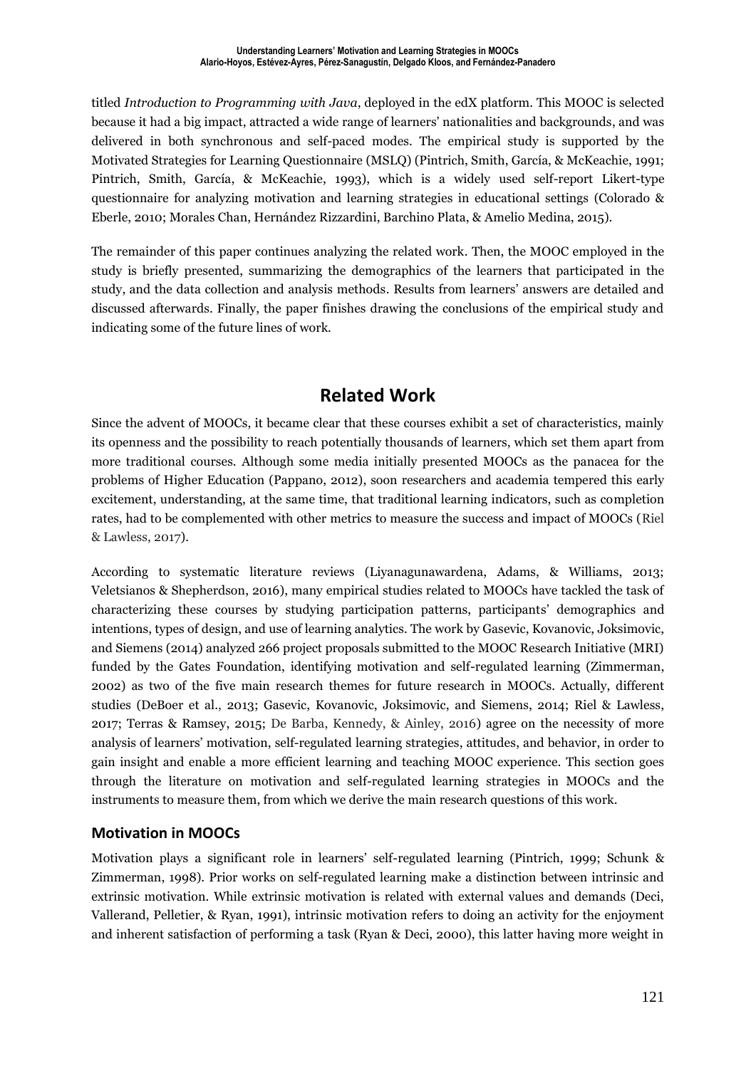titled *Introduction to Programming with Java*, deployed in the edX platform. This MOOC is selected because it had a big impact, attracted a wide range of learners' nationalities and backgrounds, and was delivered in both synchronous and self-paced modes. The empirical study is supported by the Motivated Strategies for Learning Questionnaire (MSLQ) (Pintrich, Smith, García, & McKeachie, 1991; Pintrich, Smith, García, & McKeachie, 1993), which is a widely used self-report Likert-type questionnaire for analyzing motivation and learning strategies in educational settings (Colorado & Eberle, 2010; Morales Chan, Hernández Rizzardini, Barchino Plata, & Amelio Medina, 2015).

The remainder of this paper continues analyzing the related work. Then, the MOOC employed in the study is briefly presented, summarizing the demographics of the learners that participated in the study, and the data collection and analysis methods. Results from learners' answers are detailed and discussed afterwards. Finally, the paper finishes drawing the conclusions of the empirical study and indicating some of the future lines of work.

## Related Work

Since the advent of MOOCs, it became clear that these courses exhibit a set of characteristics, mainly its openness and the possibility to reach potentially thousands of learners, which set them apart from more traditional courses. Although some media initially presented MOOCs as the panacea for the problems of Higher Education (Pappano, 2012), soon researchers and academia tempered this early excitement, understanding, at the same time, that traditional learning indicators, such as completion rates, had to be complemented with other metrics to measure the success and impact of MOOCs (Riel & Lawless, 2017).

According to systematic literature reviews (Liyanagunawardena, Adams, & Williams, 2013; Veletsianos & Shepherdson, 2016), many empirical studies related to MOOCs have tackled the task of characterizing these courses by studying participation patterns, participants' demographics and intentions, types of design, and use of learning analytics. The work by Gasevic, Kovanovic, Joksimovic, and Siemens (2014) analyzed 266 project proposals submitted to the MOOC Research Initiative (MRI) funded by the Gates Foundation, identifying motivation and self-regulated learning (Zimmerman, 2002) as two of the five main research themes for future research in MOOCs. Actually, different studies (DeBoer et al., 2013; Gasevic, Kovanovic, Joksimovic, and Siemens, 2014; Riel & Lawless, 2017; Terras & Ramsey, 2015; De Barba, Kennedy, & Ainley, 2016) agree on the necessity of more analysis of learners' motivation, self-regulated learning strategies, attitudes, and behavior, in order to gain insight and enable a more efficient learning and teaching MOOC experience. This section goes through the literature on motivation and self-regulated learning strategies in MOOCs and the instruments to measure them, from which we derive the main research questions of this work.

### Motivation in MOOCs

Motivation plays a significant role in learners' self-regulated learning (Pintrich, 1999; Schunk & Zimmerman, 1998). Prior works on self-regulated learning make a distinction between intrinsic and extrinsic motivation. While extrinsic motivation is related with external values and demands (Deci, Vallerand, Pelletier, & Ryan, 1991), intrinsic motivation refers to doing an activity for the enjoyment and inherent satisfaction of performing a task (Ryan & Deci, 2000), this latter having more weight in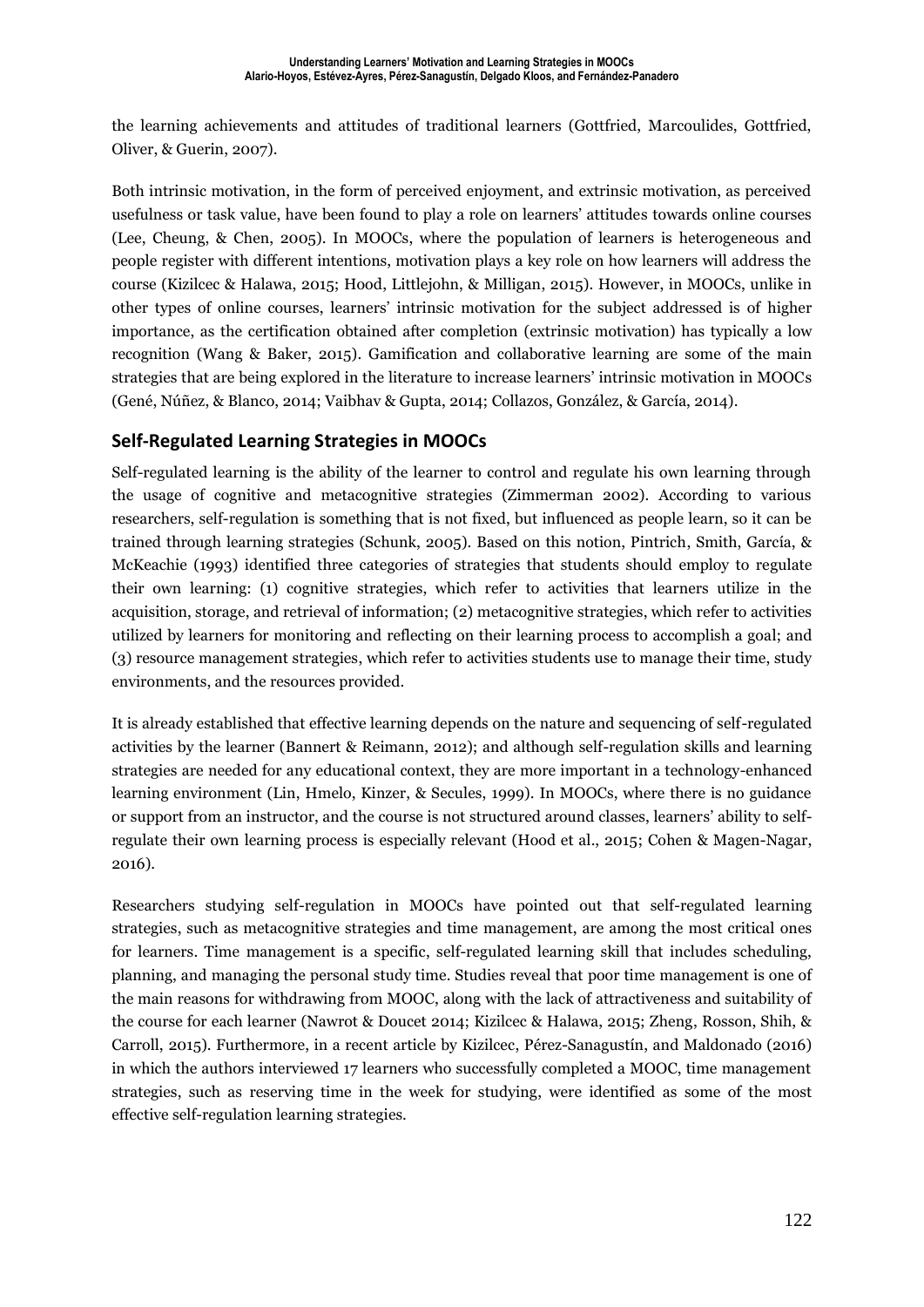the learning achievements and attitudes of traditional learners (Gottfried, Marcoulides, Gottfried, Oliver, & Guerin, 2007).

Both intrinsic motivation, in the form of perceived enjoyment, and extrinsic motivation, as perceived usefulness or task value, have been found to play a role on learners' attitudes towards online courses (Lee, Cheung, & Chen, 2005). In MOOCs, where the population of learners is heterogeneous and people register with different intentions, motivation plays a key role on how learners will address the course (Kizilcec & Halawa, 2015; Hood, Littlejohn, & Milligan, 2015). However, in MOOCs, unlike in other types of online courses, learners' intrinsic motivation for the subject addressed is of higher importance, as the certification obtained after completion (extrinsic motivation) has typically a low recognition (Wang & Baker, 2015). Gamification and collaborative learning are some of the main strategies that are being explored in the literature to increase learners' intrinsic motivation in MOOCs (Gené, Núñez, & Blanco, 2014; Vaibhav & Gupta, 2014; Collazos, González, & García, 2014).

## Self-Regulated Learning Strategies in MOOCs

Self-regulated learning is the ability of the learner to control and regulate his own learning through the usage of cognitive and metacognitive strategies (Zimmerman 2002). According to various researchers, self-regulation is something that is not fixed, but influenced as people learn, so it can be trained through learning strategies (Schunk, 2005). Based on this notion, Pintrich, Smith, García, & McKeachie (1993) identified three categories of strategies that students should employ to regulate their own learning: (1) cognitive strategies, which refer to activities that learners utilize in the acquisition, storage, and retrieval of information; (2) metacognitive strategies, which refer to activities utilized by learners for monitoring and reflecting on their learning process to accomplish a goal; and (3) resource management strategies, which refer to activities students use to manage their time, study environments, and the resources provided.

It is already established that effective learning depends on the nature and sequencing of self-regulated activities by the learner (Bannert & Reimann, 2012); and although self-regulation skills and learning strategies are needed for any educational context, they are more important in a technology-enhanced learning environment (Lin, Hmelo, Kinzer, & Secules, 1999). In MOOCs, where there is no guidance or support from an instructor, and the course is not structured around classes, learners' ability to self-regulate their own learning process is especially relevant (Hood et al., 2015; Cohen & Magen-Nagar, 2016).

Researchers studying self-regulation in MOOCs have pointed out that self-regulated learning strategies, such as metacognitive strategies and time management, are among the most critical ones for learners. Time management is a specific, self-regulated learning skill that includes scheduling, planning, and managing the personal study time. Studies reveal that poor time management is one of the main reasons for withdrawing from MOOC, along with the lack of attractiveness and suitability of the course for each learner (Nawrot & Doucet 2014; Kizilcec & Halawa, 2015; Zheng, Rosson, Shih, & Carroll, 2015). Furthermore, in a recent article by Kizilcec, Pérez-Sanagustín, and Maldonado (2016) in which the authors interviewed 17 learners who successfully completed a MOOC, time management strategies, such as reserving time in the week for studying, were identified as some of the most effective self-regulation learning strategies.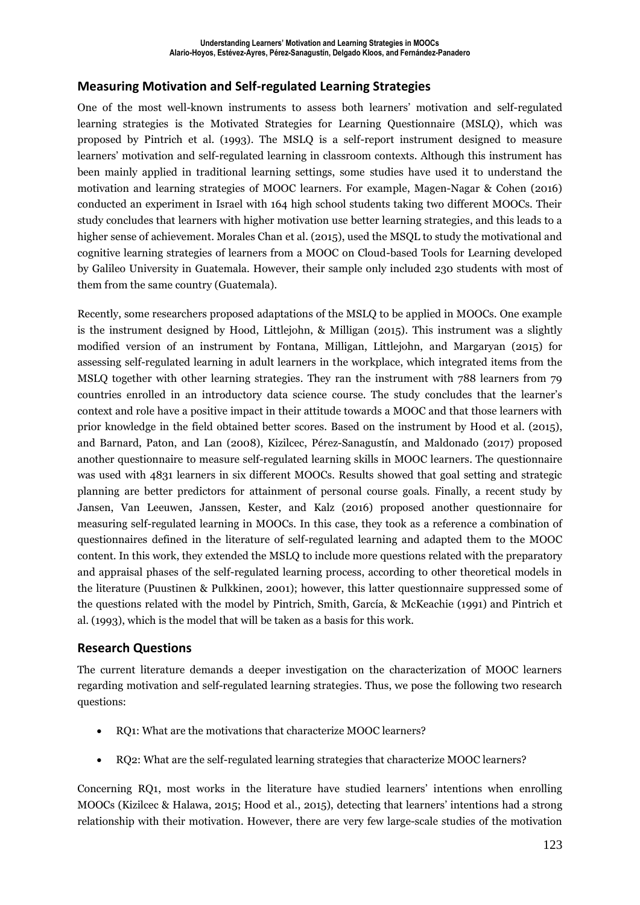## Measuring Motivation and Self-regulated Learning Strategies

One of the most well-known instruments to assess both learners' motivation and self-regulated learning strategies is the Motivated Strategies for Learning Questionnaire (MSLQ), which was proposed by Pintrich et al. (1993). The MSLQ is a self-report instrument designed to measure learners' motivation and self-regulated learning in classroom contexts. Although this instrument has been mainly applied in traditional learning settings, some studies have used it to understand the motivation and learning strategies of MOOC learners. For example, Magen-Nagar & Cohen (2016) conducted an experiment in Israel with 164 high school students taking two different MOOCs. Their study concludes that learners with higher motivation use better learning strategies, and this leads to a higher sense of achievement. Morales Chan et al. (2015), used the MSQL to study the motivational and cognitive learning strategies of learners from a MOOC on Cloud-based Tools for Learning developed by Galileo University in Guatemala. However, their sample only included 230 students with most of them from the same country (Guatemala).

Recently, some researchers proposed adaptations of the MSLQ to be applied in MOOCs. One example is the instrument designed by Hood, Littlejohn, & Milligan (2015). This instrument was a slightly modified version of an instrument by Fontana, Milligan, Littlejohn, and Margaryan (2015) for assessing self-regulated learning in adult learners in the workplace, which integrated items from the MSLQ together with other learning strategies. They ran the instrument with 788 learners from 79 countries enrolled in an introductory data science course. The study concludes that the learner's context and role have a positive impact in their attitude towards a MOOC and that those learners with prior knowledge in the field obtained better scores. Based on the instrument by Hood et al. (2015), and Barnard, Paton, and Lan (2008), Kizilcec, Pérez-Sanagustín, and Maldonado (2017) proposed another questionnaire to measure self-regulated learning skills in MOOC learners. The questionnaire was used with 4831 learners in six different MOOCs. Results showed that goal setting and strategic planning are better predictors for attainment of personal course goals. Finally, a recent study by Jansen, Van Leeuwen, Janssen, Kester, and Kalz (2016) proposed another questionnaire for measuring self-regulated learning in MOOCs. In this case, they took as a reference a combination of questionnaires defined in the literature of self-regulated learning and adapted them to the MOOC content. In this work, they extended the MSLQ to include more questions related with the preparatory and appraisal phases of the self-regulated learning process, according to other theoretical models in the literature (Puustinen & Pulkkinen, 2001); however, this latter questionnaire suppressed some of the questions related with the model by Pintrich, Smith, García, & McKeachie (1991) and Pintrich et al. (1993), which is the model that will be taken as a basis for this work.

## Research Questions

The current literature demands a deeper investigation on the characterization of MOOC learners regarding motivation and self-regulated learning strategies. Thus, we pose the following two research questions:

- RQ1: What are the motivations that characterize MOOC learners?
- RQ2: What are the self-regulated learning strategies that characterize MOOC learners?

Concerning RQ1, most works in the literature have studied learners' intentions when enrolling MOOCs (Kizilcec & Halawa, 2015; Hood et al., 2015), detecting that learners' intentions had a strong relationship with their motivation. However, there are very few large-scale studies of the motivation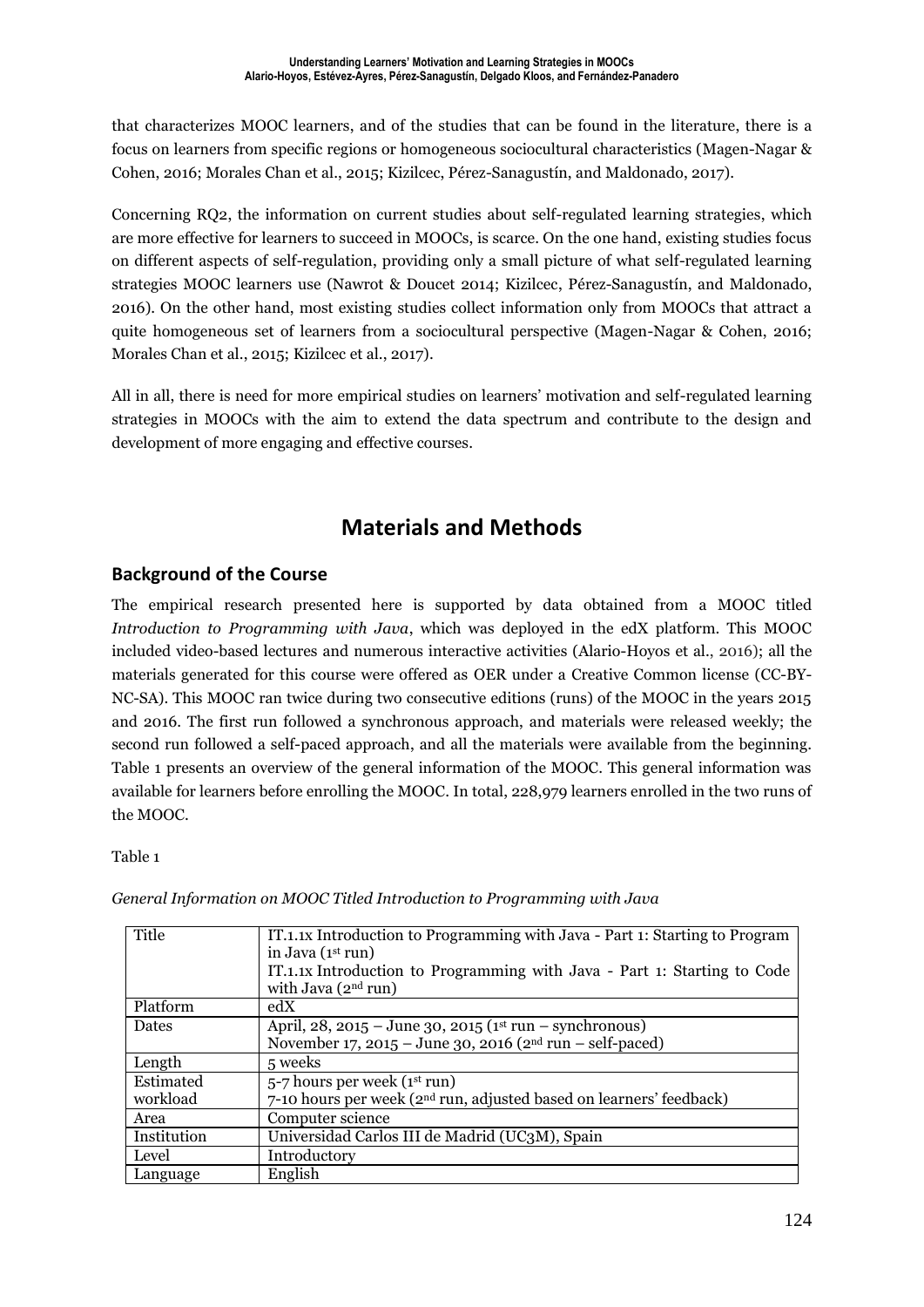that characterizes MOOC learners, and of the studies that can be found in the literature, there is a focus on learners from specific regions or homogeneous sociocultural characteristics (Magen-Nagar & Cohen, 2016; Morales Chan et al., 2015; Kizilcec, Pérez-Sanagustín, and Maldonado, 2017).

Concerning RQ2, the information on current studies about self-regulated learning strategies, which are more effective for learners to succeed in MOOCs, is scarce. On the one hand, existing studies focus on different aspects of self-regulation, providing only a small picture of what self-regulated learning strategies MOOC learners use (Nawrot & Doucet 2014; Kizilcec, Pérez-Sanagustín, and Maldonado, 2016). On the other hand, most existing studies collect information only from MOOCs that attract a quite homogeneous set of learners from a sociocultural perspective (Magen-Nagar & Cohen, 2016; Morales Chan et al., 2015; Kizilcec et al., 2017).

All in all, there is need for more empirical studies on learners' motivation and self-regulated learning strategies in MOOCs with the aim to extend the data spectrum and contribute to the design and development of more engaging and effective courses.

# Materials and Methods

## Background of the Course

The empirical research presented here is supported by data obtained from a MOOC titled *Introduction to Programming with Java*, which was deployed in the edX platform. This MOOC included video-based lectures and numerous interactive activities (Alario-Hoyos et al., 2016); all the materials generated for this course were offered as OER under a Creative Common license (CC-BY-NC-SA). This MOOC ran twice during two consecutive editions (runs) of the MOOC in the years 2015 and 2016. The first run followed a synchronous approach, and materials were released weekly; the second run followed a self-paced approach, and all the materials were available from the beginning. Table 1 presents an overview of the general information of the MOOC. This general information was available for learners before enrolling the MOOC. In total, 228,979 learners enrolled in the two runs of the MOOC.

Table 1

*General Information on MOOC Titled Introduction to Programming with Java*

| | |
|---|---|
| Title | IT.1.1x Introduction to Programming with Java - Part 1: Starting to Program in Java (1st run)<br>IT.1.1x Introduction to Programming with Java - Part 1: Starting to Code with Java (2nd run) |
| Platform | edX |
| Dates | April, 28, 2015 – June 30, 2015 (1st run – synchronous)<br>November 17, 2015 – June 30, 2016 (2nd run – self-paced) |
| Length | 5 weeks |
| Estimated workload | 5-7 hours per week (1st run)<br>7-10 hours per week (2nd run, adjusted based on learners' feedback) |
| Area | Computer science |
| Institution | Universidad Carlos III de Madrid (UC3M), Spain |
| Level | Introductory |
| Language | English |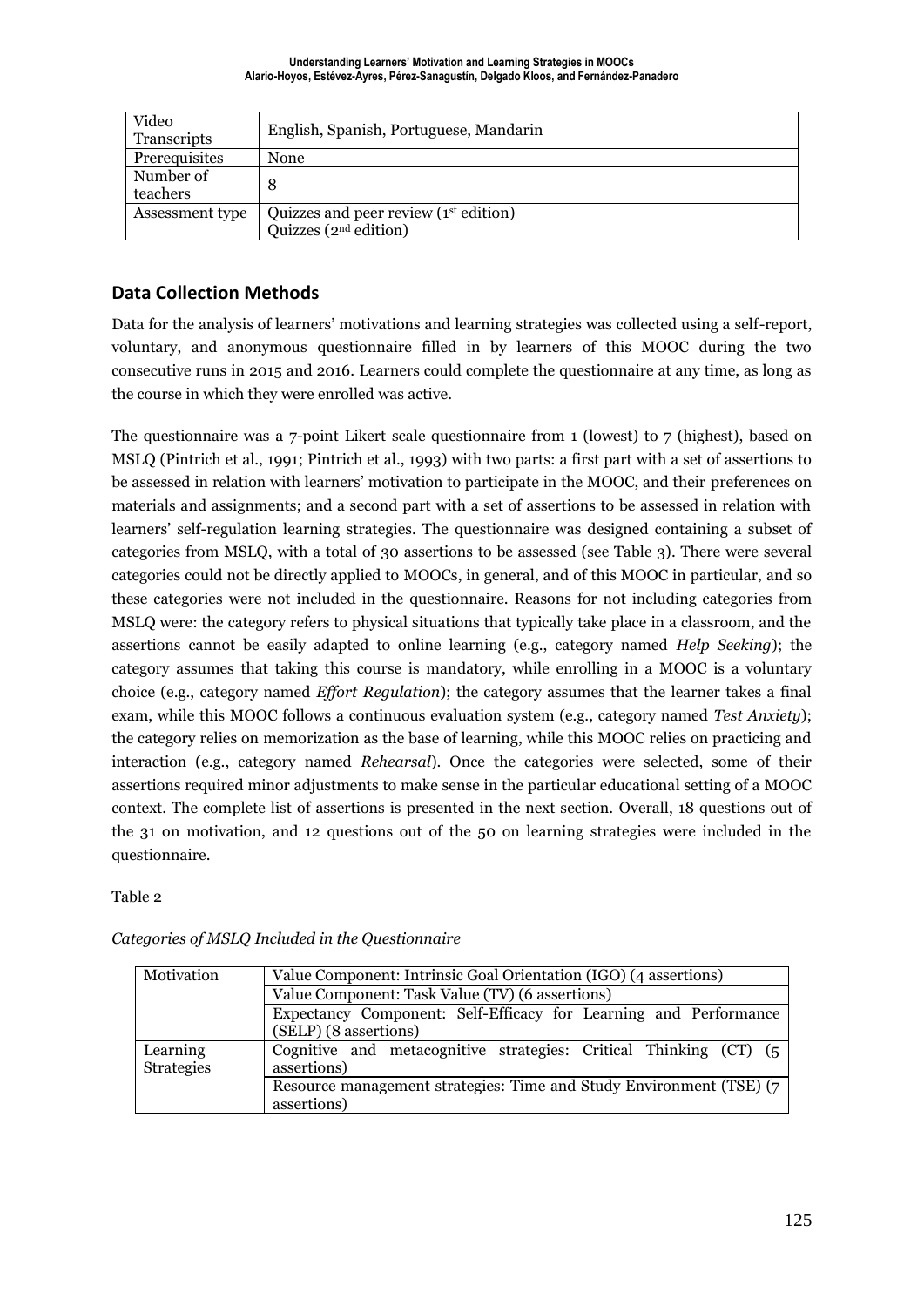| | |
|---|---|
| Video Transcripts | English, Spanish, Portuguese, Mandarin |
| Prerequisites | None |
| Number of teachers | 8 |
| Assessment type | Quizzes and peer review (1st edition)<br>Quizzes (2nd edition) |

## Data Collection Methods

Data for the analysis of learners' motivations and learning strategies was collected using a self-report, voluntary, and anonymous questionnaire filled in by learners of this MOOC during the two consecutive runs in 2015 and 2016. Learners could complete the questionnaire at any time, as long as the course in which they were enrolled was active.

The questionnaire was a 7-point Likert scale questionnaire from 1 (lowest) to 7 (highest), based on MSLQ (Pintrich et al., 1991; Pintrich et al., 1993) with two parts: a first part with a set of assertions to be assessed in relation with learners' motivation to participate in the MOOC, and their preferences on materials and assignments; and a second part with a set of assertions to be assessed in relation with learners' self-regulation learning strategies. The questionnaire was designed containing a subset of categories from MSLQ, with a total of 30 assertions to be assessed (see Table 3). There were several categories could not be directly applied to MOOCs, in general, and of this MOOC in particular, and so these categories were not included in the questionnaire. Reasons for not including categories from MSLQ were: the category refers to physical situations that typically take place in a classroom, and the assertions cannot be easily adapted to online learning (e.g., category named *Help Seeking*); the category assumes that taking this course is mandatory, while enrolling in a MOOC is a voluntary choice (e.g., category named *Effort Regulation*); the category assumes that the learner takes a final exam, while this MOOC follows a continuous evaluation system (e.g., category named *Test Anxiety*); the category relies on memorization as the base of learning, while this MOOC relies on practicing and interaction (e.g., category named *Rehearsal*). Once the categories were selected, some of their assertions required minor adjustments to make sense in the particular educational setting of a MOOC context. The complete list of assertions is presented in the next section. Overall, 18 questions out of the 31 on motivation, and 12 questions out of the 50 on learning strategies were included in the questionnaire.

Table 2

*Categories of MSLQ Included in the Questionnaire*

| | |
|---|---|
| Motivation | Value Component: Intrinsic Goal Orientation (IGO) (4 assertions) |
| | Value Component: Task Value (TV) (6 assertions) |
| | Expectancy Component: Self-Efficacy for Learning and Performance (SELP) (8 assertions) |
| Learning Strategies | Cognitive and metacognitive strategies: Critical Thinking (CT) (5 assertions) |
| | Resource management strategies: Time and Study Environment (TSE) (7 assertions) |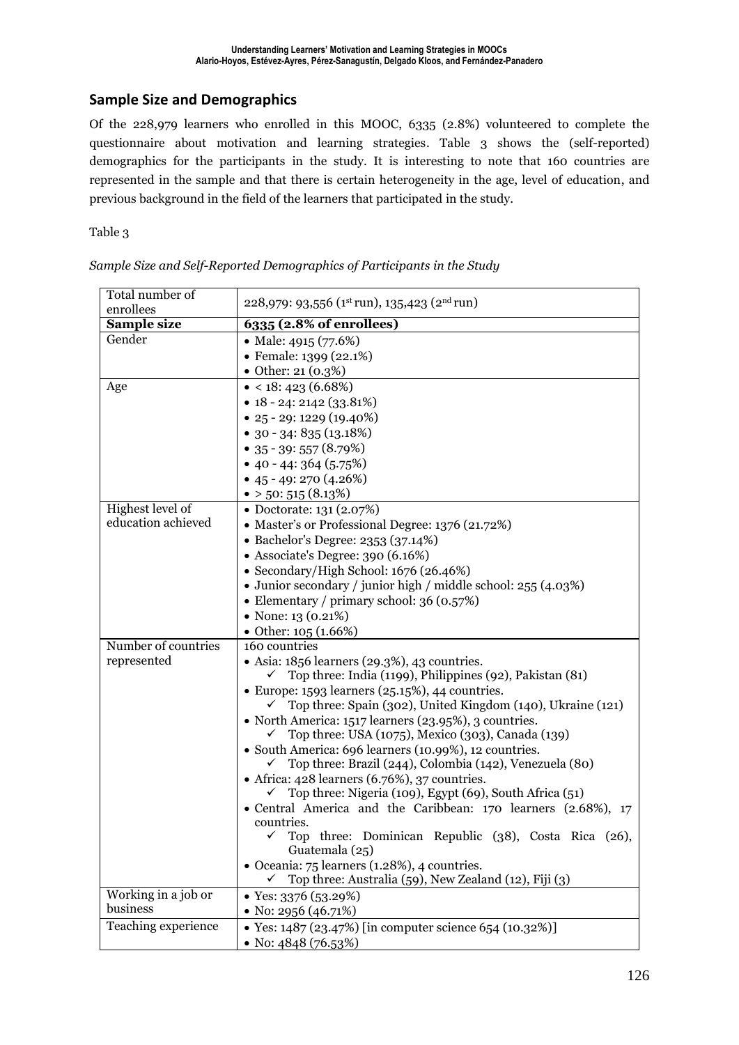## Sample Size and Demographics

Of the 228,979 learners who enrolled in this MOOC, 6335 (2.8%) volunteered to complete the questionnaire about motivation and learning strategies. Table 3 shows the (self-reported) demographics for the participants in the study. It is interesting to note that 160 countries are represented in the sample and that there is certain heterogeneity in the age, level of education, and previous background in the field of the learners that participated in the study.

Table 3

*Sample Size and Self-Reported Demographics of Participants in the Study*

| Total number of enrollees | 228,979: 93,556 (1st run), 135,423 (2nd run) |
|---|---|
| **Sample size** | **6335 (2.8% of enrollees)** |
| Gender | • Male: 4915 (77.6%)<br>• Female: 1399 (22.1%)<br>• Other: 21 (0.3%) |
| Age | • < 18: 423 (6.68%)<br>• 18 - 24: 2142 (33.81%)<br>• 25 - 29: 1229 (19.40%)<br>• 30 - 34: 835 (13.18%)<br>• 35 - 39: 557 (8.79%)<br>• 40 - 44: 364 (5.75%)<br>• 45 - 49: 270 (4.26%)<br>• > 50: 515 (8.13%) |
| Highest level of education achieved | • Doctorate: 131 (2.07%)<br>• Master's or Professional Degree: 1376 (21.72%)<br>• Bachelor's Degree: 2353 (37.14%)<br>• Associate's Degree: 390 (6.16%)<br>• Secondary/High School: 1676 (26.46%)<br>• Junior secondary / junior high / middle school: 255 (4.03%)<br>• Elementary / primary school: 36 (0.57%)<br>• None: 13 (0.21%)<br>• Other: 105 (1.66%) |
| Number of countries represented | 160 countries<br>• Asia: 1856 learners (29.3%), 43 countries.<br>✓ Top three: India (1199), Philippines (92), Pakistan (81)<br>• Europe: 1593 learners (25.15%), 44 countries.<br>✓ Top three: Spain (302), United Kingdom (140), Ukraine (121)<br>• North America: 1517 learners (23.95%), 3 countries.<br>✓ Top three: USA (1075), Mexico (303), Canada (139)<br>• South America: 696 learners (10.99%), 12 countries.<br>✓ Top three: Brazil (244), Colombia (142), Venezuela (80)<br>• Africa: 428 learners (6.76%), 37 countries.<br>✓ Top three: Nigeria (109), Egypt (69), South Africa (51)<br>• Central America and the Caribbean: 170 learners (2.68%), 17 countries.<br>✓ Top three: Dominican Republic (38), Costa Rica (26), Guatemala (25)<br>• Oceania: 75 learners (1.28%), 4 countries.<br>✓ Top three: Australia (59), New Zealand (12), Fiji (3) |
| Working in a job or business | • Yes: 3376 (53.29%)<br>• No: 2956 (46.71%) |
| Teaching experience | • Yes: 1487 (23.47%) [in computer science 654 (10.32%)]<br>• No: 4848 (76.53%) |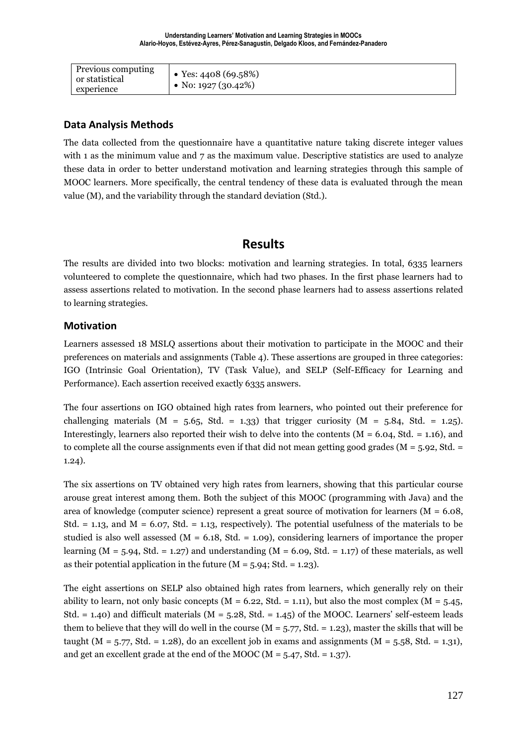| Previous computing or statistical experience | • Yes: 4408 (69.58%)<br>• No: 1927 (30.42%) |
|---|---|

## Data Analysis Methods

The data collected from the questionnaire have a quantitative nature taking discrete integer values with 1 as the minimum value and 7 as the maximum value. Descriptive statistics are used to analyze these data in order to better understand motivation and learning strategies through this sample of MOOC learners. More specifically, the central tendency of these data is evaluated through the mean value (M), and the variability through the standard deviation (Std.).

# Results

The results are divided into two blocks: motivation and learning strategies. In total, 6335 learners volunteered to complete the questionnaire, which had two phases. In the first phase learners had to assess assertions related to motivation. In the second phase learners had to assess assertions related to learning strategies.

## Motivation

Learners assessed 18 MSLQ assertions about their motivation to participate in the MOOC and their preferences on materials and assignments (Table 4). These assertions are grouped in three categories: IGO (Intrinsic Goal Orientation), TV (Task Value), and SELP (Self-Efficacy for Learning and Performance). Each assertion received exactly 6335 answers.

The four assertions on IGO obtained high rates from learners, who pointed out their preference for challenging materials (M = 5.65, Std. = 1.33) that trigger curiosity (M = 5.84, Std. = 1.25). Interestingly, learners also reported their wish to delve into the contents (M = 6.04, Std. = 1.16), and to complete all the course assignments even if that did not mean getting good grades (M = 5.92, Std. = 1.24).

The six assertions on TV obtained very high rates from learners, showing that this particular course arouse great interest among them. Both the subject of this MOOC (programming with Java) and the area of knowledge (computer science) represent a great source of motivation for learners (M = 6.08, Std. = 1.13, and M = 6.07, Std. = 1.13, respectively). The potential usefulness of the materials to be studied is also well assessed (M = 6.18, Std. = 1.09), considering learners of importance the proper learning (M = 5.94, Std. = 1.27) and understanding (M = 6.09, Std. = 1.17) of these materials, as well as their potential application in the future (M = 5.94; Std. = 1.23).

The eight assertions on SELP also obtained high rates from learners, which generally rely on their ability to learn, not only basic concepts (M = 6.22, Std. = 1.11), but also the most complex (M = 5.45, Std. = 1.40) and difficult materials (M = 5.28, Std. = 1.45) of the MOOC. Learners' self-esteem leads them to believe that they will do well in the course (M = 5.77, Std. = 1.23), master the skills that will be taught (M = 5.77, Std. = 1.28), do an excellent job in exams and assignments (M = 5.58, Std. = 1.31), and get an excellent grade at the end of the MOOC (M = 5.47, Std. = 1.37).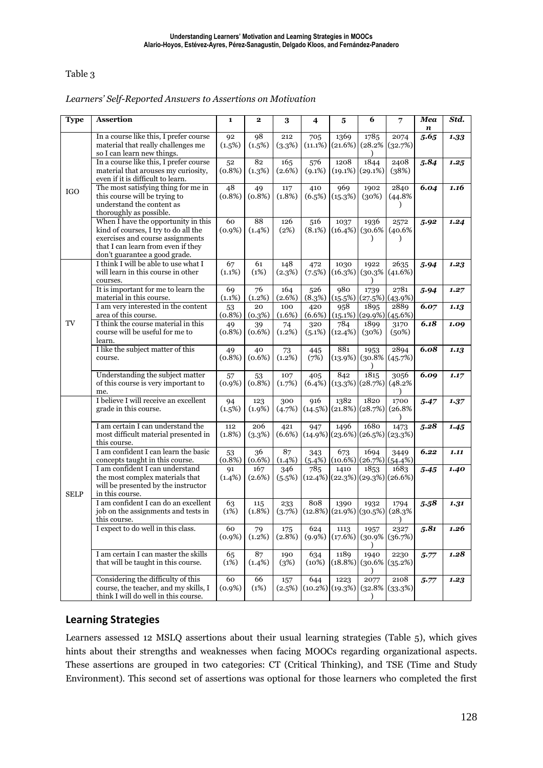Table 3

*Learners' Self-Reported Answers to Assertions on Motivation*

| Type | Assertion | 1 | 2 | 3 | 4 | 5 | 6 | 7 | Mean | Std. |
|---|---|---|---|---|---|---|---|---|---|---|
| IGO | In a course like this, I prefer course material that really challenges me so I can learn new things. | 92 (1.5%) | 98 (1.5%) | 212 (3.3%) | 705 (11.1%) | 1369 (21.6%) | 1785 (28.2%) | 2074 (32.7%) | *5.65* | *1.33* |
| | In a course like this, I prefer course material that arouses my curiosity, even if it is difficult to learn. | 52 (0.8%) | 82 (1.3%) | 165 (2.6%) | 576 (9.1%) | 1208 (19.1%) | 1844 (29.1%) | 2408 (38%) | *5.84* | *1.25* |
| | The most satisfying thing for me in this course will be trying to understand the content as thoroughly as possible. | 48 (0.8%) | 49 (0.8%) | 117 (1.8%) | 410 (6.5%) | 969 (15.3%) | 1902 (30%) | 2840 (44.8%) | *6.04* | *1.16* |
| | When I have the opportunity in this kind of courses, I try to do all the exercises and course assignments that I can learn from even if they don't guarantee a good grade. | 60 (0.9%) | 88 (1.4%) | 126 (2%) | 516 (8.1%) | 1037 (16.4%) | 1936 (30.6%) | 2572 (40.6%) | *5.92* | *1.24* |
| TV | I think I will be able to use what I will learn in this course in other courses. | 67 (1.1%) | 61 (1%) | 148 (2.3%) | 472 (7.5%) | 1030 (16.3%) | 1922 (30.3%) | 2635 (41.6%) | *5.94* | *1.23* |
| | It is important for me to learn the material in this course. | 69 (1.1%) | 76 (1.2%) | 164 (2.6%) | 526 (8.3%) | 980 (15.5%) | 1739 (27.5%) | 2781 (43.9%) | *5.94* | *1.27* |
| | I am very interested in the content area of this course. | 53 (0.8%) | 20 (0.3%) | 100 (1.6%) | 420 (6.6%) | 958 (15.1%) | 1895 (29.9%) | 2889 (45.6%) | *6.07* | *1.13* |
| | I think the course material in this course will be useful for me to learn. | 49 (0.8%) | 39 (0.6%) | 74 (1.2%) | 320 (5.1%) | 784 (12.4%) | 1899 (30%) | 3170 (50%) | *6.18* | *1.09* |
| | I like the subject matter of this course. | 49 (0.8%) | 40 (0.6%) | 73 (1.2%) | 445 (7%) | 881 (13.9%) | 1953 (30.8%) | 2894 (45.7%) | *6.08* | *1.13* |
| | Understanding the subject matter of this course is very important to me. | 57 (0.9%) | 53 (0.8%) | 107 (1.7%) | 405 (6.4%) | 842 (13.3%) | 1815 (28.7%) | 3056 (48.2%) | *6.09* | *1.17* |
| SELP | I believe I will receive an excellent grade in this course. | 94 (1.5%) | 123 (1.9%) | 300 (4.7%) | 916 (14.5%) | 1382 (21.8%) | 1820 (28.7%) | 1700 (26.8%) | *5.47* | *1.37* |
| | I am certain I can understand the most difficult material presented in this course. | 112 (1.8%) | 206 (3.3%) | 421 (6.6%) | 947 (14.9%) | 1496 (23.6%) | 1680 (26.5%) | 1473 (23.3%) | *5.28* | *1.45* |
| | I am confident I can learn the basic concepts taught in this course. | 53 (0.8%) | 36 (0.6%) | 87 (1.4%) | 343 (5.4%) | 673 (10.6%) | 1694 (26.7%) | 3449 (54.4%) | *6.22* | *1.11* |
| | I am confident I can understand the most complex materials that will be presented by the instructor in this course. | 91 (1.4%) | 167 (2.6%) | 346 (5.5%) | 785 (12.4%) | 1410 (22.3%) | 1853 (29.3%) | 1683 (26.6%) | *5.45* | *1.40* |
| | I am confident I can do an excellent job on the assignments and tests in this course. | 63 (1%) | 115 (1.8%) | 233 (3.7%) | 808 (12.8%) | 1390 (21.9%) | 1932 (30.5%) | 1794 (28.3%) | *5.58* | *1.31* |
| | I expect to do well in this class. | 60 (0.9%) | 79 (1.2%) | 175 (2.8%) | 624 (9.9%) | 1113 (17.6%) | 1957 (30.9%) | 2327 (36.7%) | *5.81* | *1.26* |
| | I am certain I can master the skills that will be taught in this course. | 65 (1%) | 87 (1.4%) | 190 (3%) | 634 (10%) | 1189 (18.8%) | 1940 (30.6%) | 2230 (35.2%) | *5.77* | *1.28* |
| | Considering the difficulty of this course, the teacher, and my skills, I think I will do well in this course. | 60 (0.9%) | 66 (1%) | 157 (2.5%) | 644 (10.2%) | 1223 (19.3%) | 2077 (32.8%) | 2108 (33.3%) | *5.77* | *1.23* |

## Learning Strategies

Learners assessed 12 MSLQ assertions about their usual learning strategies (Table 5), which gives hints about their strengths and weaknesses when facing MOOCs regarding organizational aspects. These assertions are grouped in two categories: CT (Critical Thinking), and TSE (Time and Study Environment). This second set of assertions was optional for those learners who completed the first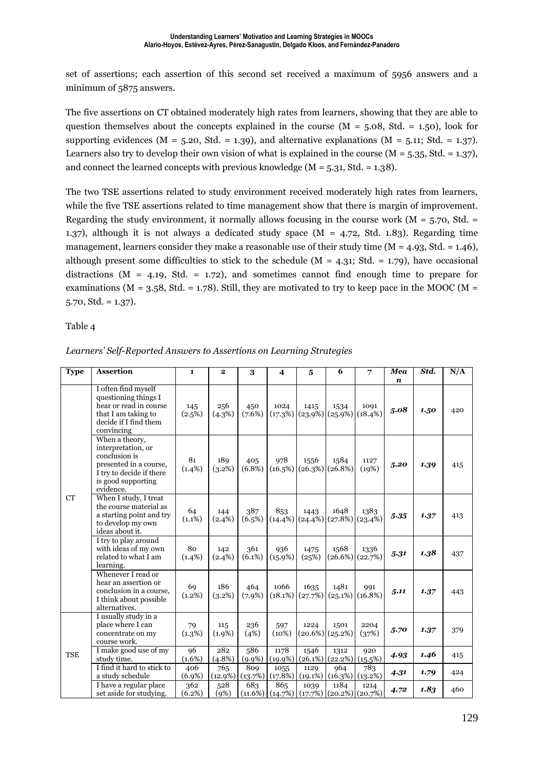set of assertions; each assertion of this second set received a maximum of 5956 answers and a minimum of 5875 answers.

The five assertions on CT obtained moderately high rates from learners, showing that they are able to question themselves about the concepts explained in the course (M = 5.08, Std. = 1.50), look for supporting evidences (M = 5.20, Std. = 1.39), and alternative explanations (M = 5.11; Std. = 1.37). Learners also try to develop their own vision of what is explained in the course (M = 5.35, Std. = 1.37), and connect the learned concepts with previous knowledge (M = 5.31, Std. = 1.38).

The two TSE assertions related to study environment received moderately high rates from learners, while the five TSE assertions related to time management show that there is margin of improvement. Regarding the study environment, it normally allows focusing in the course work (M = 5.70, Std. = 1.37), although it is not always a dedicated study space (M = 4.72, Std. 1.83). Regarding time management, learners consider they make a reasonable use of their study time (M = 4.93, Std. = 1.46), although present some difficulties to stick to the schedule (M = 4.31; Std. = 1.79), have occasional distractions (M = 4.19, Std. = 1.72), and sometimes cannot find enough time to prepare for examinations (M = 3.58, Std. = 1.78). Still, they are motivated to try to keep pace in the MOOC (M = 5.70, Std. = 1.37).

Table 4

*Learners' Self-Reported Answers to Assertions on Learning Strategies*

| Type | Assertion | 1 | 2 | 3 | 4 | 5 | 6 | 7 | *Mean* | *Std.* | N/A |
|---|---|---|---|---|---|---|---|---|---|---|---|
| CT | I often find myself questioning things I hear or read in course that I am taking to decide if I find them convincing | 145 (2.5%) | 256 (4.3%) | 450 (7.6%) | 1024 (17.3%) | 1415 (23.9%) | 1534 (25.9%) | 1091 (18.4%) | ***5.08*** | ***1.50*** | 420 |
| | When a theory, interpretation, or conclusion is presented in a course, I try to decide if there is good supporting evidence. | 81 (1.4%) | 189 (3.2%) | 405 (6.8%) | 978 (16.5%) | 1556 (26.3%) | 1584 (26.8%) | 1127 (19%) | ***5.20*** | ***1.39*** | 415 |
| | When I study, I treat the course material as a starting point and try to develop my own ideas about it. | 64 (1.1%) | 144 (2.4%) | 387 (6.5%) | 853 (14.4%) | 1443 (24.4%) | 1648 (27.8%) | 1383 (23.4%) | ***5.35*** | ***1.37*** | 413 |
| | I try to play around with ideas of my own related to what I am learning. | 80 (1.4%) | 142 (2.4%) | 361 (6.1%) | 936 (15.9%) | 1475 (25%) | 1568 (26.6%) | 1336 (22.7%) | ***5.31*** | ***1.38*** | 437 |
| | Whenever I read or hear an assertion or conclusion in a course, I think about possible alternatives. | 69 (1.2%) | 186 (3.2%) | 464 (7.9%) | 1066 (18.1%) | 1635 (27.7%) | 1481 (25.1%) | 991 (16.8%) | ***5.11*** | ***1.37*** | 443 |
| TSE | I usually study in a place where I can concentrate on my course work. | 79 (1.3%) | 115 (1.9%) | 236 (4%) | 597 (10%) | 1224 (20.6%) | 1501 (25.2%) | 2204 (37%) | ***5.70*** | ***1.37*** | 379 |
| | I make good use of my study time. | 96 (1.6%) | 282 (4.8%) | 586 (9.9%) | 1178 (19.9%) | 1546 (26.1%) | 1312 (22.2%) | 920 (15.5%) | ***4.93*** | ***1.46*** | 415 |
| | I find it hard to stick to a study schedule | 406 (6.9%) | 765 (12.9%) | 809 (13.7%) | 1055 (17.8%) | 1129 (19.1%) | 964 (16.3%) | 783 (13.2%) | ***4.31*** | ***1.79*** | 424 |
| | I have a regular place set aside for studying. | 362 (6.2%) | 528 (9%) | 683 (11.6%) | 865 (14.7%) | 1039 (17.7%) | 1184 (20.2%) | 1214 (20.7%) | ***4.72*** | ***1.83*** | 460 |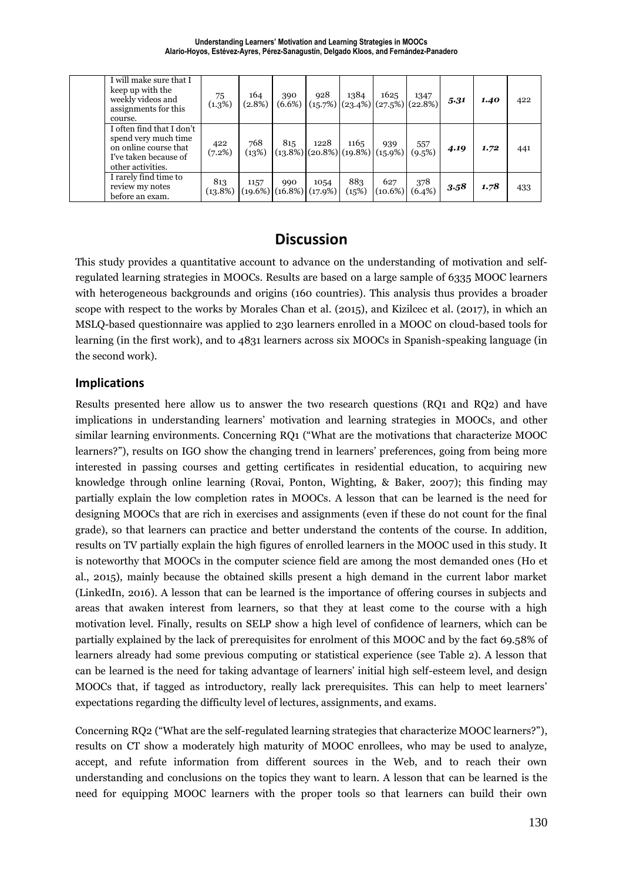| | I will make sure that I keep up with the weekly videos and assignments for this course. | 75 (1.3%) | 164 (2.8%) | 390 (6.6%) | 928 (15.7%) | 1384 (23.4%) | 1625 (27.5%) | 1347 (22.8%) | ***5.31*** | ***1.40*** | 422 |
|---|---|---|---|---|---|---|---|---|---|---|---|
| | I often find that I don't spend very much time on online course that I've taken because of other activities. | 422 (7.2%) | 768 (13%) | 815 (13.8%) | 1228 (20.8%) | 1165 (19.8%) | 939 (15.9%) | 557 (9.5%) | ***4.19*** | ***1.72*** | 441 |
| | I rarely find time to review my notes before an exam. | 813 (13.8%) | 1157 (19.6%) | 990 (16.8%) | 1054 (17.9%) | 883 (15%) | 627 (10.6%) | 378 (6.4%) | ***3.58*** | ***1.78*** | 433 |

# Discussion

This study provides a quantitative account to advance on the understanding of motivation and self-regulated learning strategies in MOOCs. Results are based on a large sample of 6335 MOOC learners with heterogeneous backgrounds and origins (160 countries). This analysis thus provides a broader scope with respect to the works by Morales Chan et al. (2015), and Kizilcec et al. (2017), in which an MSLQ-based questionnaire was applied to 230 learners enrolled in a MOOC on cloud-based tools for learning (in the first work), and to 4831 learners across six MOOCs in Spanish-speaking language (in the second work).

## Implications

Results presented here allow us to answer the two research questions (RQ1 and RQ2) and have implications in understanding learners' motivation and learning strategies in MOOCs, and other similar learning environments. Concerning RQ1 ("What are the motivations that characterize MOOC learners?"), results on IGO show the changing trend in learners' preferences, going from being more interested in passing courses and getting certificates in residential education, to acquiring new knowledge through online learning (Rovai, Ponton, Wighting, & Baker, 2007); this finding may partially explain the low completion rates in MOOCs. A lesson that can be learned is the need for designing MOOCs that are rich in exercises and assignments (even if these do not count for the final grade), so that learners can practice and better understand the contents of the course. In addition, results on TV partially explain the high figures of enrolled learners in the MOOC used in this study. It is noteworthy that MOOCs in the computer science field are among the most demanded ones (Ho et al., 2015), mainly because the obtained skills present a high demand in the current labor market (LinkedIn, 2016). A lesson that can be learned is the importance of offering courses in subjects and areas that awaken interest from learners, so that they at least come to the course with a high motivation level. Finally, results on SELP show a high level of confidence of learners, which can be partially explained by the lack of prerequisites for enrolment of this MOOC and by the fact 69.58% of learners already had some previous computing or statistical experience (see Table 2). A lesson that can be learned is the need for taking advantage of learners' initial high self-esteem level, and design MOOCs that, if tagged as introductory, really lack prerequisites. This can help to meet learners' expectations regarding the difficulty level of lectures, assignments, and exams.

Concerning RQ2 ("What are the self-regulated learning strategies that characterize MOOC learners?"), results on CT show a moderately high maturity of MOOC enrollees, who may be used to analyze, accept, and refute information from different sources in the Web, and to reach their own understanding and conclusions on the topics they want to learn. A lesson that can be learned is the need for equipping MOOC learners with the proper tools so that learners can build their own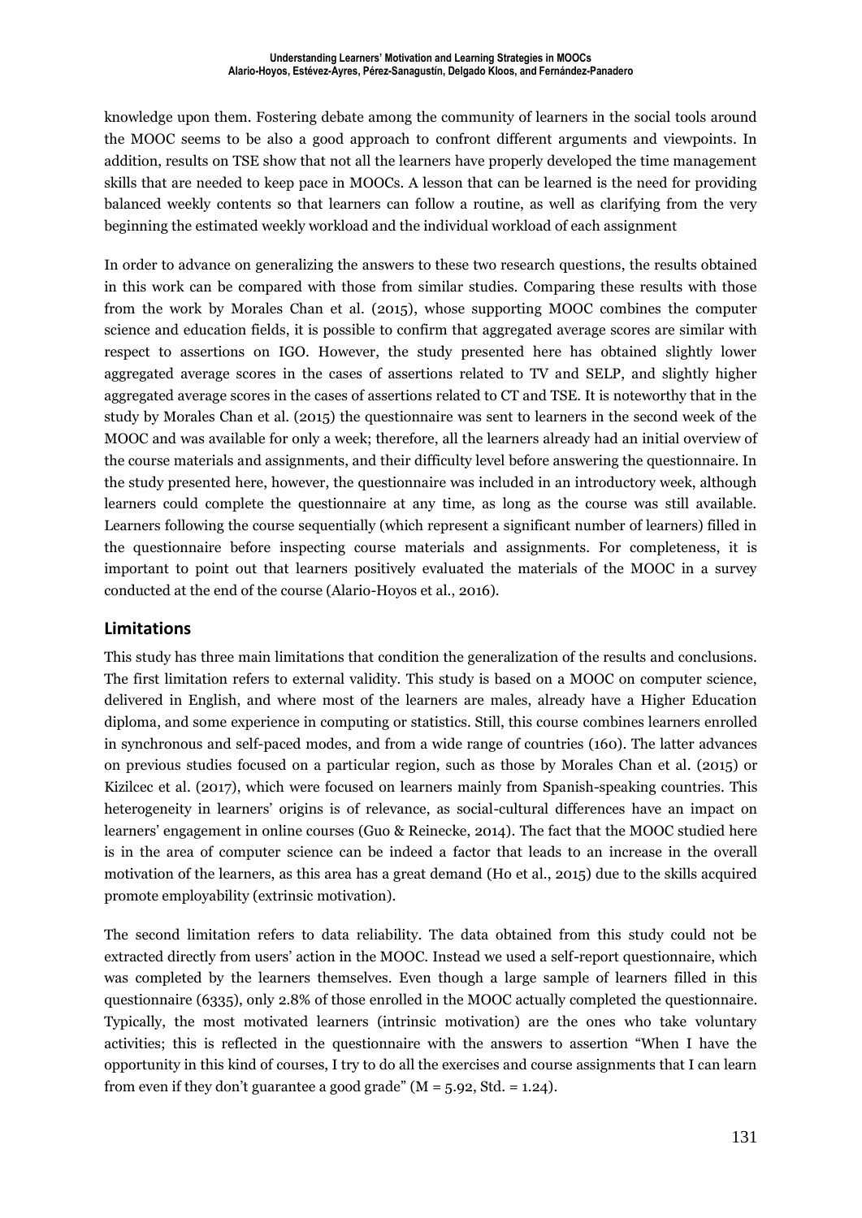knowledge upon them. Fostering debate among the community of learners in the social tools around the MOOC seems to be also a good approach to confront different arguments and viewpoints. In addition, results on TSE show that not all the learners have properly developed the time management skills that are needed to keep pace in MOOCs. A lesson that can be learned is the need for providing balanced weekly contents so that learners can follow a routine, as well as clarifying from the very beginning the estimated weekly workload and the individual workload of each assignment

In order to advance on generalizing the answers to these two research questions, the results obtained in this work can be compared with those from similar studies. Comparing these results with those from the work by Morales Chan et al. (2015), whose supporting MOOC combines the computer science and education fields, it is possible to confirm that aggregated average scores are similar with respect to assertions on IGO. However, the study presented here has obtained slightly lower aggregated average scores in the cases of assertions related to TV and SELP, and slightly higher aggregated average scores in the cases of assertions related to CT and TSE. It is noteworthy that in the study by Morales Chan et al. (2015) the questionnaire was sent to learners in the second week of the MOOC and was available for only a week; therefore, all the learners already had an initial overview of the course materials and assignments, and their difficulty level before answering the questionnaire. In the study presented here, however, the questionnaire was included in an introductory week, although learners could complete the questionnaire at any time, as long as the course was still available. Learners following the course sequentially (which represent a significant number of learners) filled in the questionnaire before inspecting course materials and assignments. For completeness, it is important to point out that learners positively evaluated the materials of the MOOC in a survey conducted at the end of the course (Alario-Hoyos et al., 2016).

## Limitations

This study has three main limitations that condition the generalization of the results and conclusions. The first limitation refers to external validity. This study is based on a MOOC on computer science, delivered in English, and where most of the learners are males, already have a Higher Education diploma, and some experience in computing or statistics. Still, this course combines learners enrolled in synchronous and self-paced modes, and from a wide range of countries (160). The latter advances on previous studies focused on a particular region, such as those by Morales Chan et al. (2015) or Kizilcec et al. (2017), which were focused on learners mainly from Spanish-speaking countries. This heterogeneity in learners' origins is of relevance, as social-cultural differences have an impact on learners' engagement in online courses (Guo & Reinecke, 2014). The fact that the MOOC studied here is in the area of computer science can be indeed a factor that leads to an increase in the overall motivation of the learners, as this area has a great demand (Ho et al., 2015) due to the skills acquired promote employability (extrinsic motivation).

The second limitation refers to data reliability. The data obtained from this study could not be extracted directly from users' action in the MOOC. Instead we used a self-report questionnaire, which was completed by the learners themselves. Even though a large sample of learners filled in this questionnaire (6335), only 2.8% of those enrolled in the MOOC actually completed the questionnaire. Typically, the most motivated learners (intrinsic motivation) are the ones who take voluntary activities; this is reflected in the questionnaire with the answers to assertion "When I have the opportunity in this kind of courses, I try to do all the exercises and course assignments that I can learn from even if they don't guarantee a good grade" ($M = 5.92$, Std. = 1.24).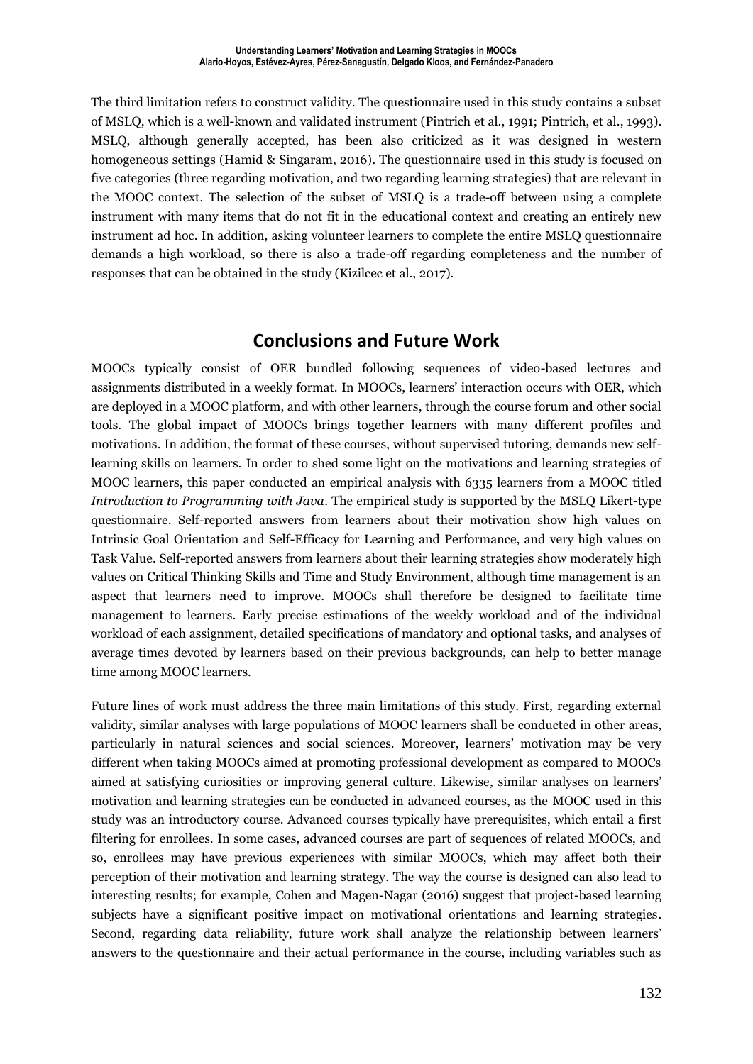The third limitation refers to construct validity. The questionnaire used in this study contains a subset of MSLQ, which is a well-known and validated instrument (Pintrich et al., 1991; Pintrich, et al., 1993). MSLQ, although generally accepted, has been also criticized as it was designed in western homogeneous settings (Hamid & Singaram, 2016). The questionnaire used in this study is focused on five categories (three regarding motivation, and two regarding learning strategies) that are relevant in the MOOC context. The selection of the subset of MSLQ is a trade-off between using a complete instrument with many items that do not fit in the educational context and creating an entirely new instrument ad hoc. In addition, asking volunteer learners to complete the entire MSLQ questionnaire demands a high workload, so there is also a trade-off regarding completeness and the number of responses that can be obtained in the study (Kizilcec et al., 2017).

## Conclusions and Future Work

MOOCs typically consist of OER bundled following sequences of video-based lectures and assignments distributed in a weekly format. In MOOCs, learners' interaction occurs with OER, which are deployed in a MOOC platform, and with other learners, through the course forum and other social tools. The global impact of MOOCs brings together learners with many different profiles and motivations. In addition, the format of these courses, without supervised tutoring, demands new self-learning skills on learners. In order to shed some light on the motivations and learning strategies of MOOC learners, this paper conducted an empirical analysis with 6335 learners from a MOOC titled *Introduction to Programming with Java*. The empirical study is supported by the MSLQ Likert-type questionnaire. Self-reported answers from learners about their motivation show high values on Intrinsic Goal Orientation and Self-Efficacy for Learning and Performance, and very high values on Task Value. Self-reported answers from learners about their learning strategies show moderately high values on Critical Thinking Skills and Time and Study Environment, although time management is an aspect that learners need to improve. MOOCs shall therefore be designed to facilitate time management to learners. Early precise estimations of the weekly workload and of the individual workload of each assignment, detailed specifications of mandatory and optional tasks, and analyses of average times devoted by learners based on their previous backgrounds, can help to better manage time among MOOC learners.

Future lines of work must address the three main limitations of this study. First, regarding external validity, similar analyses with large populations of MOOC learners shall be conducted in other areas, particularly in natural sciences and social sciences. Moreover, learners' motivation may be very different when taking MOOCs aimed at promoting professional development as compared to MOOCs aimed at satisfying curiosities or improving general culture. Likewise, similar analyses on learners' motivation and learning strategies can be conducted in advanced courses, as the MOOC used in this study was an introductory course. Advanced courses typically have prerequisites, which entail a first filtering for enrollees. In some cases, advanced courses are part of sequences of related MOOCs, and so, enrollees may have previous experiences with similar MOOCs, which may affect both their perception of their motivation and learning strategy. The way the course is designed can also lead to interesting results; for example, Cohen and Magen-Nagar (2016) suggest that project-based learning subjects have a significant positive impact on motivational orientations and learning strategies. Second, regarding data reliability, future work shall analyze the relationship between learners' answers to the questionnaire and their actual performance in the course, including variables such as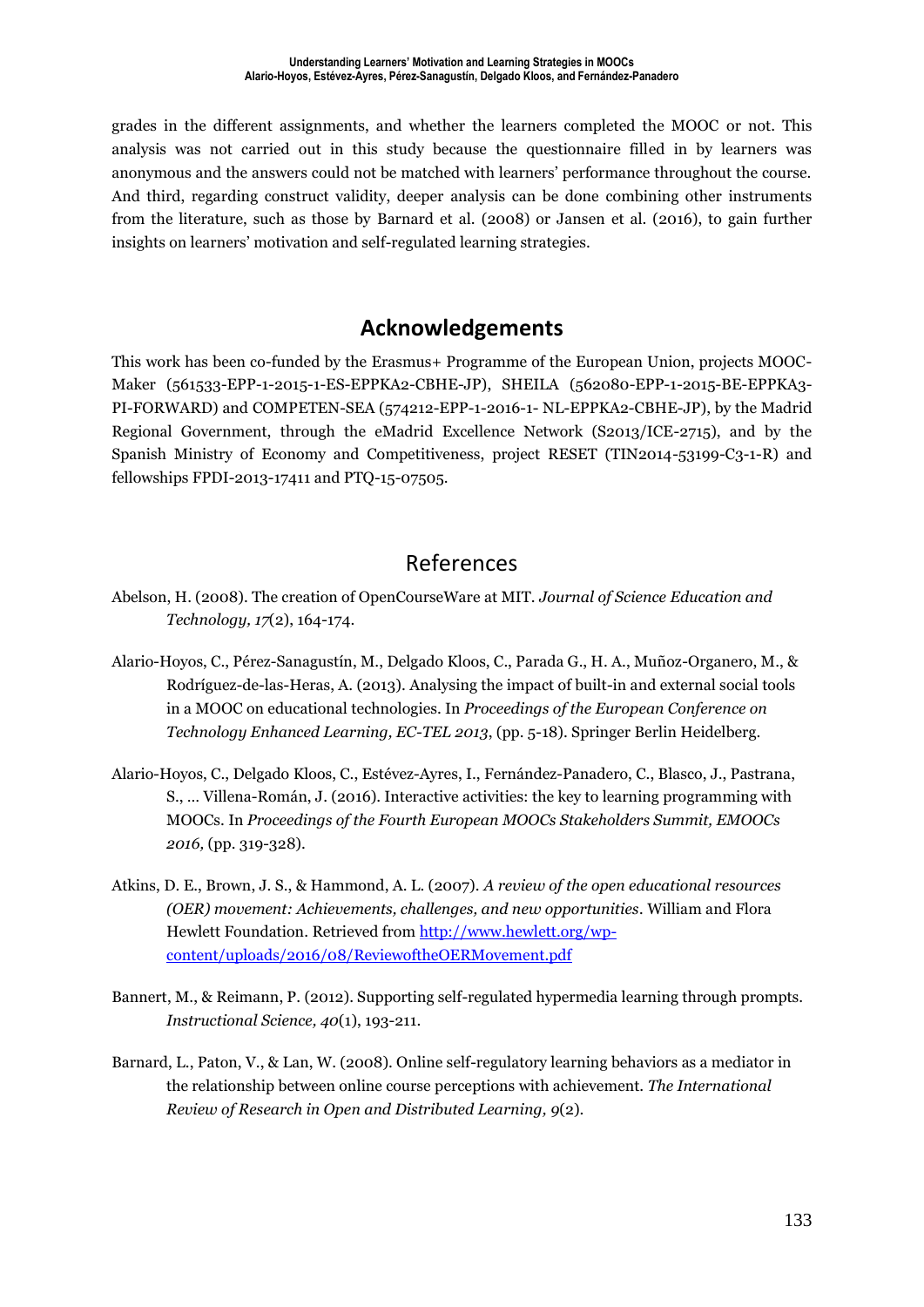grades in the different assignments, and whether the learners completed the MOOC or not. This analysis was not carried out in this study because the questionnaire filled in by learners was anonymous and the answers could not be matched with learners' performance throughout the course. And third, regarding construct validity, deeper analysis can be done combining other instruments from the literature, such as those by Barnard et al. (2008) or Jansen et al. (2016), to gain further insights on learners' motivation and self-regulated learning strategies.

## Acknowledgements

This work has been co-funded by the Erasmus+ Programme of the European Union, projects MOOC-Maker (561533-EPP-1-2015-1-ES-EPPKA2-CBHE-JP), SHEILA (562080-EPP-1-2015-BE-EPPKA3-PI-FORWARD) and COMPETEN-SEA (574212-EPP-1-2016-1- NL-EPPKA2-CBHE-JP), by the Madrid Regional Government, through the eMadrid Excellence Network (S2013/ICE-2715), and by the Spanish Ministry of Economy and Competitiveness, project RESET (TIN2014-53199-C3-1-R) and fellowships FPDI-2013-17411 and PTQ-15-07505.

## References

Abelson, H. (2008). The creation of OpenCourseWare at MIT. *Journal of Science Education and Technology, 17*(2), 164-174.

Alario-Hoyos, C., Pérez-Sanagustín, M., Delgado Kloos, C., Parada G., H. A., Muñoz-Organero, M., & Rodríguez-de-las-Heras, A. (2013). Analysing the impact of built-in and external social tools in a MOOC on educational technologies. In *Proceedings of the European Conference on Technology Enhanced Learning, EC-TEL 2013*, (pp. 5-18). Springer Berlin Heidelberg.

Alario-Hoyos, C., Delgado Kloos, C., Estévez-Ayres, I., Fernández-Panadero, C., Blasco, J., Pastrana, S., … Villena-Román, J. (2016). Interactive activities: the key to learning programming with MOOCs. In *Proceedings of the Fourth European MOOCs Stakeholders Summit, EMOOCs 2016,* (pp. 319-328).

Atkins, D. E., Brown, J. S., & Hammond, A. L. (2007). *A review of the open educational resources (OER) movement: Achievements, challenges, and new opportunities*. William and Flora Hewlett Foundation. Retrieved from http://www.hewlett.org/wp-content/uploads/2016/08/ReviewoftheOERMovement.pdf

Bannert, M., & Reimann, P. (2012). Supporting self-regulated hypermedia learning through prompts. *Instructional Science, 40*(1), 193-211.

Barnard, L., Paton, V., & Lan, W. (2008). Online self-regulatory learning behaviors as a mediator in the relationship between online course perceptions with achievement. *The International Review of Research in Open and Distributed Learning, 9*(2).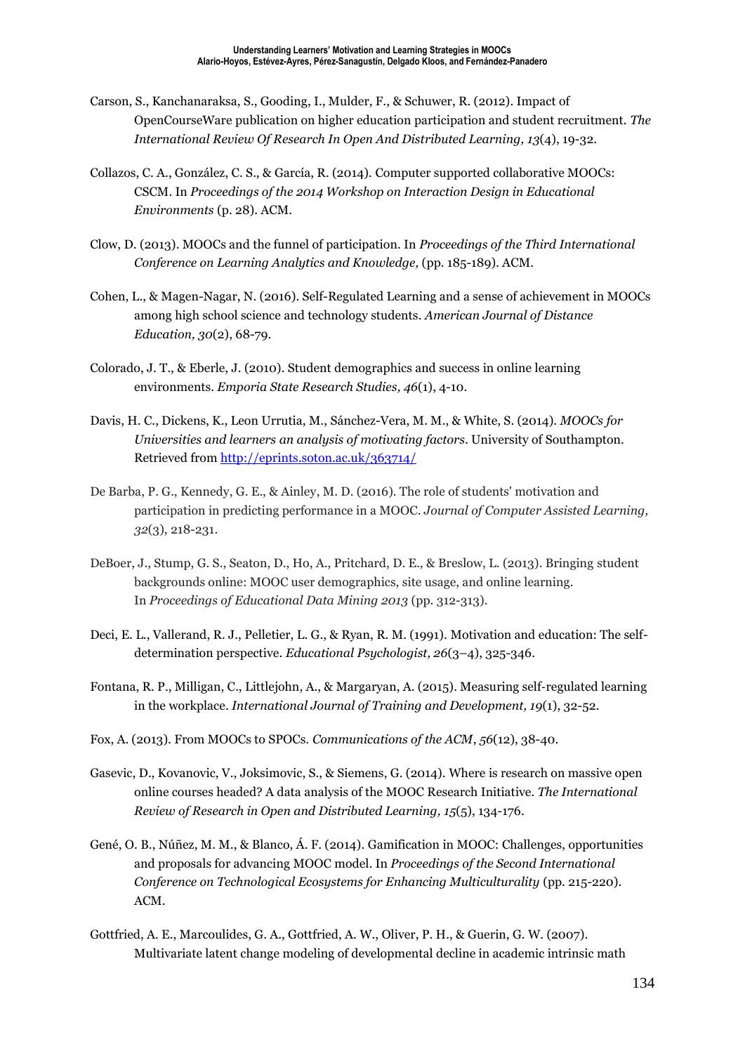Carson, S., Kanchanaraksa, S., Gooding, I., Mulder, F., & Schuwer, R. (2012). Impact of OpenCourseWare publication on higher education participation and student recruitment. *The International Review Of Research In Open And Distributed Learning, 13*(4), 19-32.

Collazos, C. A., González, C. S., & García, R. (2014). Computer supported collaborative MOOCs: CSCM. In *Proceedings of the 2014 Workshop on Interaction Design in Educational Environments* (p. 28). ACM.

Clow, D. (2013). MOOCs and the funnel of participation. In *Proceedings of the Third International Conference on Learning Analytics and Knowledge,* (pp. 185-189). ACM.

Cohen, L., & Magen-Nagar, N. (2016). Self-Regulated Learning and a sense of achievement in MOOCs among high school science and technology students. *American Journal of Distance Education, 30*(2), 68-79.

Colorado, J. T., & Eberle, J. (2010). Student demographics and success in online learning environments. *Emporia State Research Studies, 46*(1), 4-10.

Davis, H. C., Dickens, K., Leon Urrutia, M., Sánchez-Vera, M. M., & White, S. (2014). *MOOCs for Universities and learners an analysis of motivating factors*. University of Southampton. Retrieved from http://eprints.soton.ac.uk/363714/

De Barba, P. G., Kennedy, G. E., & Ainley, M. D. (2016). The role of students' motivation and participation in predicting performance in a MOOC. *Journal of Computer Assisted Learning, 32*(3), 218-231.

DeBoer, J., Stump, G. S., Seaton, D., Ho, A., Pritchard, D. E., & Breslow, L. (2013). Bringing student backgrounds online: MOOC user demographics, site usage, and online learning. In *Proceedings of Educational Data Mining 2013* (pp. 312-313).

Deci, E. L., Vallerand, R. J., Pelletier, L. G., & Ryan, R. M. (1991). Motivation and education: The self-determination perspective. *Educational Psychologist, 26*(3–4), 325-346.

Fontana, R. P., Milligan, C., Littlejohn, A., & Margaryan, A. (2015). Measuring self-regulated learning in the workplace. *International Journal of Training and Development, 19*(1), 32-52.

Fox, A. (2013). From MOOCs to SPOCs. *Communications of the ACM*, *56*(12), 38-40.

Gasevic, D., Kovanovic, V., Joksimovic, S., & Siemens, G. (2014). Where is research on massive open online courses headed? A data analysis of the MOOC Research Initiative. *The International Review of Research in Open and Distributed Learning, 15*(5), 134-176.

Gené, O. B., Núñez, M. M., & Blanco, Á. F. (2014). Gamification in MOOC: Challenges, opportunities and proposals for advancing MOOC model. In *Proceedings of the Second International Conference on Technological Ecosystems for Enhancing Multiculturality* (pp. 215-220). ACM.

Gottfried, A. E., Marcoulides, G. A., Gottfried, A. W., Oliver, P. H., & Guerin, G. W. (2007). Multivariate latent change modeling of developmental decline in academic intrinsic math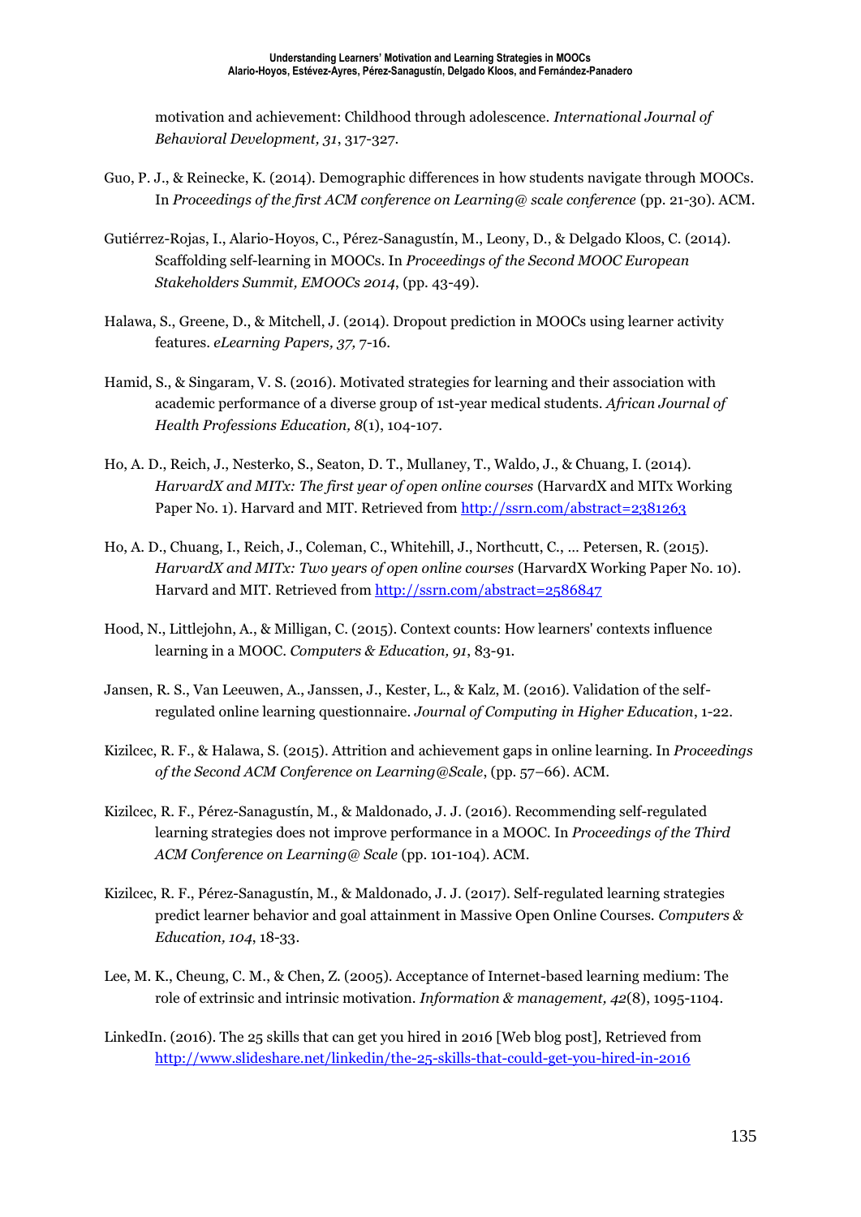motivation and achievement: Childhood through adolescence. *International Journal of Behavioral Development, 31*, 317-327.

Guo, P. J., & Reinecke, K. (2014). Demographic differences in how students navigate through MOOCs. In *Proceedings of the first ACM conference on Learning@ scale conference* (pp. 21-30). ACM.

Gutiérrez-Rojas, I., Alario-Hoyos, C., Pérez-Sanagustín, M., Leony, D., & Delgado Kloos, C. (2014). Scaffolding self-learning in MOOCs. In *Proceedings of the Second MOOC European Stakeholders Summit, EMOOCs 2014*, (pp. 43-49).

Halawa, S., Greene, D., & Mitchell, J. (2014). Dropout prediction in MOOCs using learner activity features. *eLearning Papers, 37,* 7-16.

Hamid, S., & Singaram, V. S. (2016). Motivated strategies for learning and their association with academic performance of a diverse group of 1st-year medical students. *African Journal of Health Professions Education, 8*(1), 104-107.

Ho, A. D., Reich, J., Nesterko, S., Seaton, D. T., Mullaney, T., Waldo, J., & Chuang, I. (2014). *HarvardX and MITx: The first year of open online courses* (HarvardX and MITx Working Paper No. 1). Harvard and MIT. Retrieved from http://ssrn.com/abstract=2381263

Ho, A. D., Chuang, I., Reich, J., Coleman, C., Whitehill, J., Northcutt, C., ... Petersen, R. (2015). *HarvardX and MITx: Two years of open online courses* (HarvardX Working Paper No. 10). Harvard and MIT. Retrieved from http://ssrn.com/abstract=2586847

Hood, N., Littlejohn, A., & Milligan, C. (2015). Context counts: How learners' contexts influence learning in a MOOC. *Computers & Education, 91*, 83-91.

Jansen, R. S., Van Leeuwen, A., Janssen, J., Kester, L., & Kalz, M. (2016). Validation of the self-regulated online learning questionnaire. *Journal of Computing in Higher Education*, 1-22.

Kizilcec, R. F., & Halawa, S. (2015). Attrition and achievement gaps in online learning. In *Proceedings of the Second ACM Conference on Learning@Scale*, (pp. 57–66). ACM.

Kizilcec, R. F., Pérez-Sanagustín, M., & Maldonado, J. J. (2016). Recommending self-regulated learning strategies does not improve performance in a MOOC. In *Proceedings of the Third ACM Conference on Learning@ Scale* (pp. 101-104). ACM.

Kizilcec, R. F., Pérez-Sanagustín, M., & Maldonado, J. J. (2017). Self-regulated learning strategies predict learner behavior and goal attainment in Massive Open Online Courses. *Computers & Education, 104*, 18-33.

Lee, M. K., Cheung, C. M., & Chen, Z. (2005). Acceptance of Internet-based learning medium: The role of extrinsic and intrinsic motivation. *Information & management, 42*(8), 1095-1104.

LinkedIn. (2016). The 25 skills that can get you hired in 2016 [Web blog post], Retrieved from http://www.slideshare.net/linkedin/the-25-skills-that-could-get-you-hired-in-2016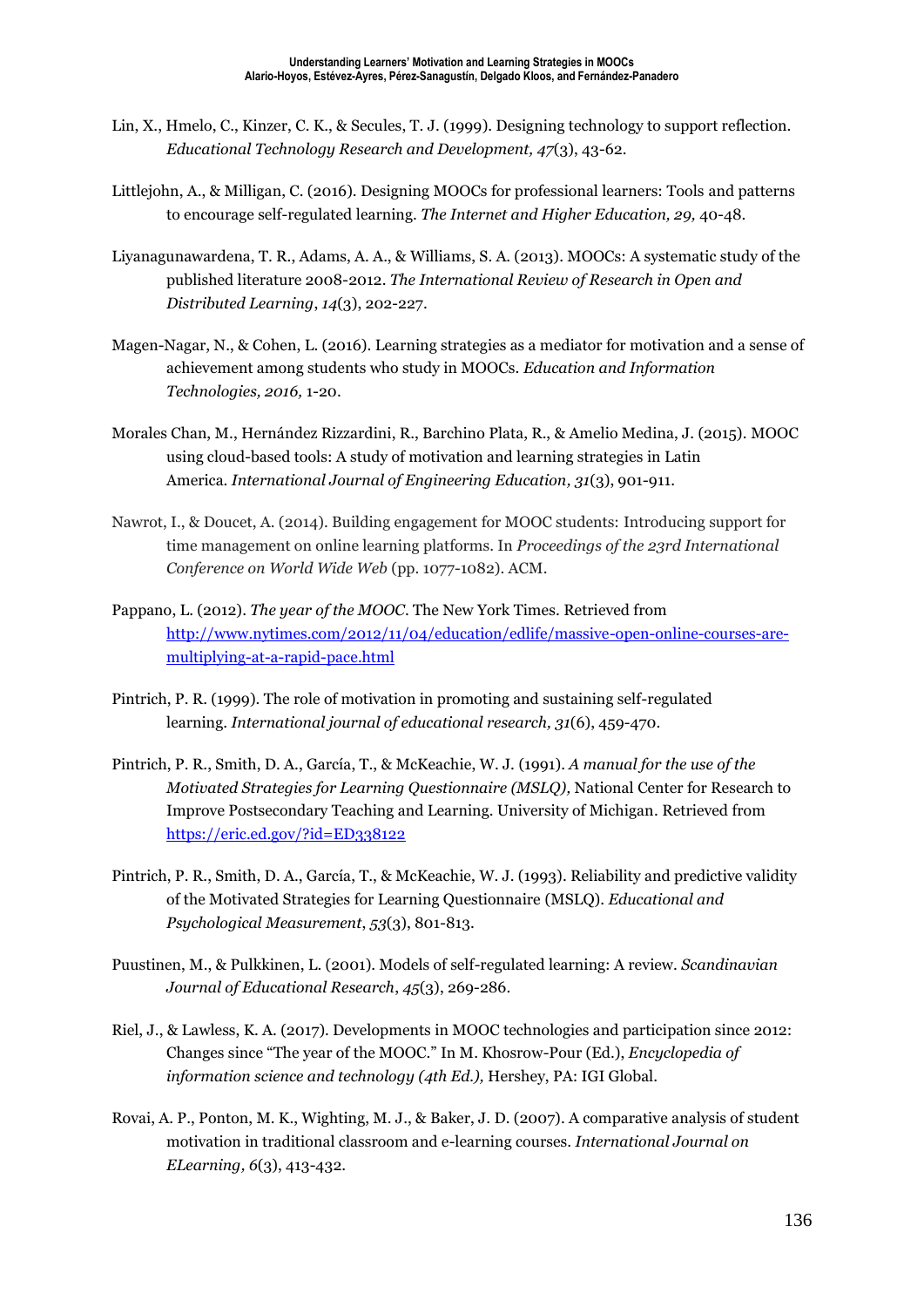Lin, X., Hmelo, C., Kinzer, C. K., & Secules, T. J. (1999). Designing technology to support reflection. *Educational Technology Research and Development, 47*(3), 43-62.

Littlejohn, A., & Milligan, C. (2016). Designing MOOCs for professional learners: Tools and patterns to encourage self-regulated learning. *The Internet and Higher Education, 29,* 40-48.

Liyanagunawardena, T. R., Adams, A. A., & Williams, S. A. (2013). MOOCs: A systematic study of the published literature 2008-2012. *The International Review of Research in Open and Distributed Learning*, *14*(3), 202-227.

Magen-Nagar, N., & Cohen, L. (2016). Learning strategies as a mediator for motivation and a sense of achievement among students who study in MOOCs. *Education and Information Technologies, 2016,* 1-20.

Morales Chan, M., Hernández Rizzardini, R., Barchino Plata, R., & Amelio Medina, J. (2015). MOOC using cloud-based tools: A study of motivation and learning strategies in Latin America. *International Journal of Engineering Education, 31*(3), 901-911.

Nawrot, I., & Doucet, A. (2014). Building engagement for MOOC students: Introducing support for time management on online learning platforms. In *Proceedings of the 23rd International Conference on World Wide Web* (pp. 1077-1082). ACM.

Pappano, L. (2012). *The year of the MOOC.* The New York Times. Retrieved from http://www.nytimes.com/2012/11/04/education/edlife/massive-open-online-courses-are-multiplying-at-a-rapid-pace.html

Pintrich, P. R. (1999). The role of motivation in promoting and sustaining self-regulated learning. *International journal of educational research, 31*(6), 459-470.

Pintrich, P. R., Smith, D. A., García, T., & McKeachie, W. J. (1991). *A manual for the use of the Motivated Strategies for Learning Questionnaire (MSLQ),* National Center for Research to Improve Postsecondary Teaching and Learning. University of Michigan. Retrieved from https://eric.ed.gov/?id=ED338122

Pintrich, P. R., Smith, D. A., García, T., & McKeachie, W. J. (1993). Reliability and predictive validity of the Motivated Strategies for Learning Questionnaire (MSLQ). *Educational and Psychological Measurement*, *53*(3), 801-813.

Puustinen, M., & Pulkkinen, L. (2001). Models of self-regulated learning: A review. *Scandinavian Journal of Educational Research*, *45*(3), 269-286.

Riel, J., & Lawless, K. A. (2017). Developments in MOOC technologies and participation since 2012: Changes since "The year of the MOOC." In M. Khosrow-Pour (Ed.), *Encyclopedia of information science and technology (4th Ed.),* Hershey, PA: IGI Global.

Rovai, A. P., Ponton, M. K., Wighting, M. J., & Baker, J. D. (2007). A comparative analysis of student motivation in traditional classroom and e-learning courses. *International Journal on ELearning, 6*(3), 413-432.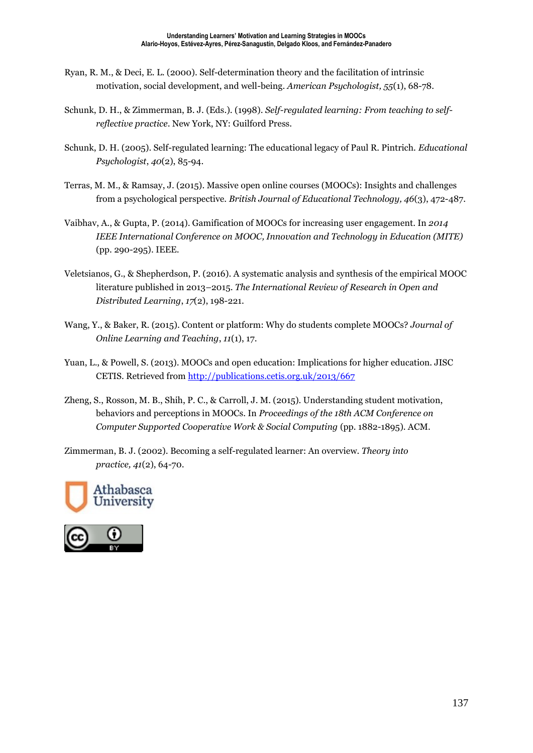Ryan, R. M., & Deci, E. L. (2000). Self-determination theory and the facilitation of intrinsic motivation, social development, and well-being. *American Psychologist, 55*(1), 68-78.

Schunk, D. H., & Zimmerman, B. J. (Eds.). (1998). *Self-regulated learning: From teaching to self-reflective practice*. New York, NY: Guilford Press.

Schunk, D. H. (2005). Self-regulated learning: The educational legacy of Paul R. Pintrich. *Educational Psychologist*, *40*(2), 85-94.

Terras, M. M., & Ramsay, J. (2015). Massive open online courses (MOOCs): Insights and challenges from a psychological perspective. *British Journal of Educational Technology, 46*(3), 472-487.

Vaibhav, A., & Gupta, P. (2014). Gamification of MOOCs for increasing user engagement. In *2014 IEEE International Conference on MOOC, Innovation and Technology in Education (MITE)* (pp. 290-295). IEEE.

Veletsianos, G., & Shepherdson, P. (2016). A systematic analysis and synthesis of the empirical MOOC literature published in 2013–2015. *The International Review of Research in Open and Distributed Learning*, *17*(2), 198-221.

Wang, Y., & Baker, R. (2015). Content or platform: Why do students complete MOOCs? *Journal of Online Learning and Teaching*, *11*(1), 17.

Yuan, L., & Powell, S. (2013). MOOCs and open education: Implications for higher education. JISC CETIS. Retrieved from [http://publications.cetis.org.uk/2013/667](http://publications.cetis.org.uk/2013/667)

Zheng, S., Rosson, M. B., Shih, P. C., & Carroll, J. M. (2015). Understanding student motivation, behaviors and perceptions in MOOCs. In *Proceedings of the 18th ACM Conference on Computer Supported Cooperative Work & Social Computing* (pp. 1882-1895). ACM.

Zimmerman, B. J. (2002). Becoming a self-regulated learner: An overview. *Theory into practice, 41*(2), 64-70.

Athabasca University